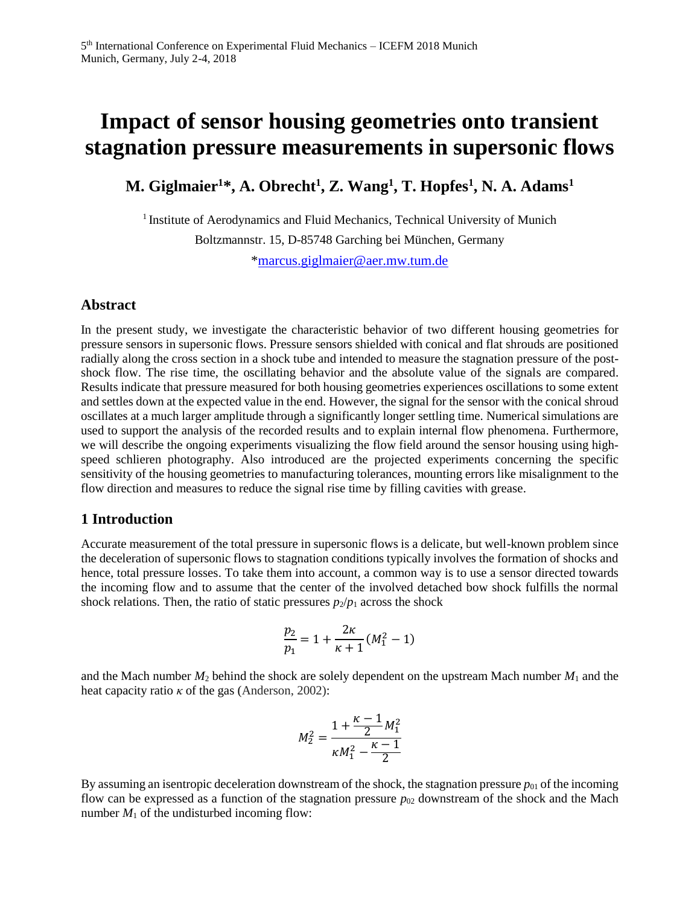# Impact of sensor housing geometries onto transient stagnation pressure measurements in supersonic flows

**M. Giglmaier[1]*, A. Obrecht[1], Z. Wang[1], T. Hopfes[1], N. A. Adams[1]**

[1] Institute of Aerodynamics and Fluid Mechanics, Technical University of Munich
Boltzmannstr. 15, D-85748 Garching bei München, Germany
*marcus.giglmaier@aer.mw.tum.de

## Abstract

In the present study, we investigate the characteristic behavior of two different housing geometries for pressure sensors in supersonic flows. Pressure sensors shielded with conical and flat shrouds are positioned radially along the cross section in a shock tube and intended to measure the stagnation pressure of the post-shock flow. The rise time, the oscillating behavior and the absolute value of the signals are compared. Results indicate that pressure measured for both housing geometries experiences oscillations to some extent and settles down at the expected value in the end. However, the signal for the sensor with the conical shroud oscillates at a much larger amplitude through a significantly longer settling time. Numerical simulations are used to support the analysis of the recorded results and to explain internal flow phenomena. Furthermore, we will describe the ongoing experiments visualizing the flow field around the sensor housing using high-speed schlieren photography. Also introduced are the projected experiments concerning the specific sensitivity of the housing geometries to manufacturing tolerances, mounting errors like misalignment to the flow direction and measures to reduce the signal rise time by filling cavities with grease.

## 1 Introduction

Accurate measurement of the total pressure in supersonic flows is a delicate, but well-known problem since the deceleration of supersonic flows to stagnation conditions typically involves the formation of shocks and hence, total pressure losses. To take them into account, a common way is to use a sensor directed towards the incoming flow and to assume that the center of the involved detached bow shock fulfills the normal shock relations. Then, the ratio of static pressures $p_2/p_1$ across the shock

$$\frac{p_2}{p_1} = 1 + \frac{2\kappa}{\kappa+1}(M_1^2 - 1)$$

and the Mach number $M_2$ behind the shock are solely dependent on the upstream Mach number $M_1$ and the heat capacity ratio $\kappa$ of the gas (Anderson, 2002):

$$M_2^2 = \frac{1 + \frac{\kappa-1}{2}M_1^2}{\kappa M_1^2 - \frac{\kappa-1}{2}}$$

By assuming an isentropic deceleration downstream of the shock, the stagnation pressure $p_{01}$ of the incoming flow can be expressed as a function of the stagnation pressure $p_{02}$ downstream of the shock and the Mach number $M_1$ of the undisturbed incoming flow: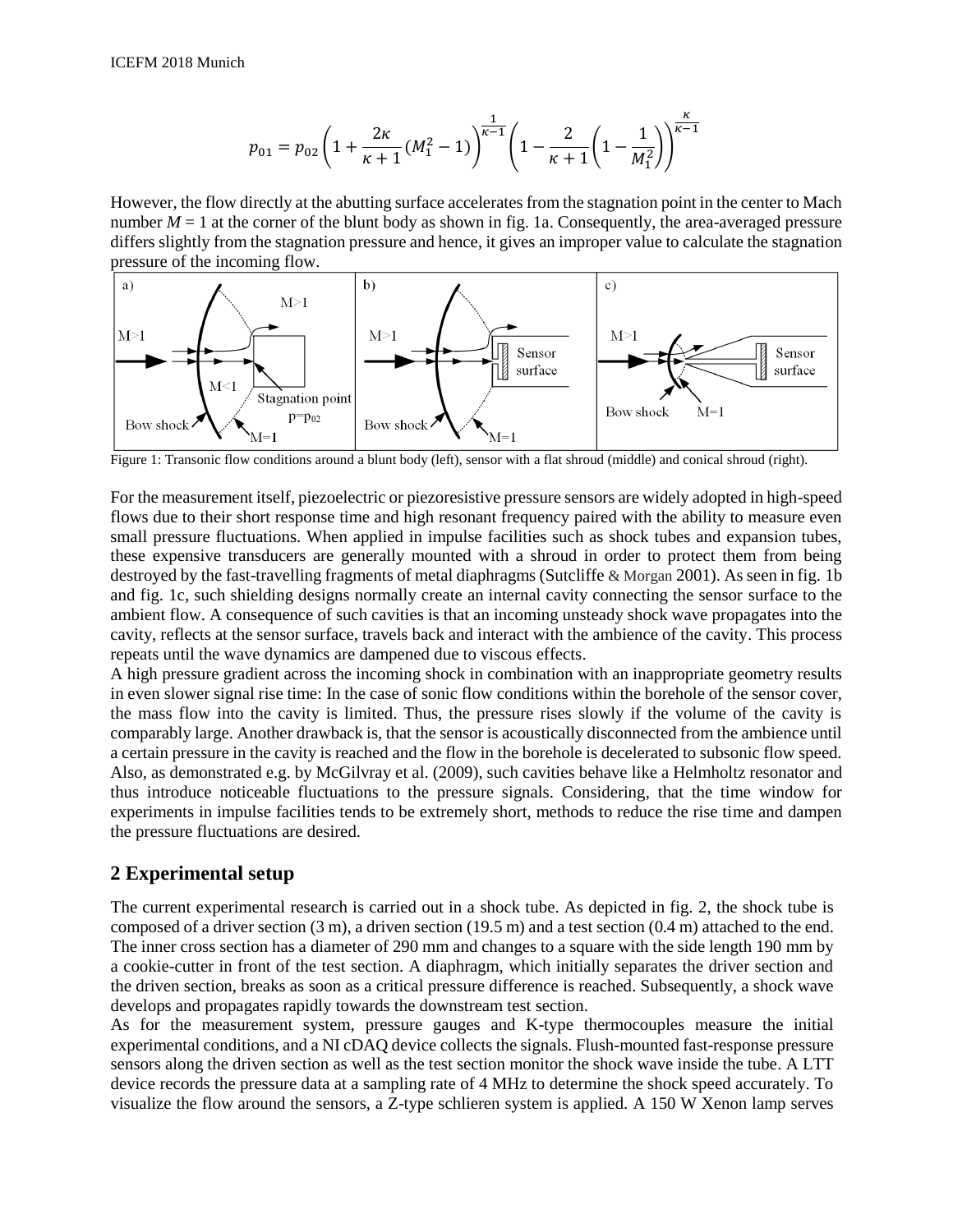$$p_{01} = p_{02}\left(1+\frac{2\kappa}{\kappa+1}(M_1^2-1)\right)^{\frac{1}{\kappa-1}}\left(1-\frac{2}{\kappa+1}\left(1-\frac{1}{M_1^2}\right)\right)^{\frac{\kappa}{\kappa-1}}$$

However, the flow directly at the abutting surface accelerates from the stagnation point in the center to Mach number $M = 1$ at the corner of the blunt body as shown in fig. 1a. Consequently, the area-averaged pressure differs slightly from the stagnation pressure and hence, it gives an improper value to calculate the stagnation pressure of the incoming flow.

Figure 1: Transonic flow conditions around a blunt body (left), sensor with a flat shroud (middle) and conical shroud (right).

For the measurement itself, piezoelectric or piezoresistive pressure sensors are widely adopted in high-speed flows due to their short response time and high resonant frequency paired with the ability to measure even small pressure fluctuations. When applied in impulse facilities such as shock tubes and expansion tubes, these expensive transducers are generally mounted with a shroud in order to protect them from being destroyed by the fast-travelling fragments of metal diaphragms (Sutcliffe & Morgan 2001). As seen in fig. 1b and fig. 1c, such shielding designs normally create an internal cavity connecting the sensor surface to the ambient flow. A consequence of such cavities is that an incoming unsteady shock wave propagates into the cavity, reflects at the sensor surface, travels back and interact with the ambience of the cavity. This process repeats until the wave dynamics are dampened due to viscous effects.

A high pressure gradient across the incoming shock in combination with an inappropriate geometry results in even slower signal rise time: In the case of sonic flow conditions within the borehole of the sensor cover, the mass flow into the cavity is limited. Thus, the pressure rises slowly if the volume of the cavity is comparably large. Another drawback is, that the sensor is acoustically disconnected from the ambience until a certain pressure in the cavity is reached and the flow in the borehole is decelerated to subsonic flow speed. Also, as demonstrated e.g. by McGilvray et al. (2009), such cavities behave like a Helmholtz resonator and thus introduce noticeable fluctuations to the pressure signals. Considering, that the time window for experiments in impulse facilities tends to be extremely short, methods to reduce the rise time and dampen the pressure fluctuations are desired.

## 2 Experimental setup

The current experimental research is carried out in a shock tube. As depicted in fig. 2, the shock tube is composed of a driver section (3 m), a driven section (19.5 m) and a test section (0.4 m) attached to the end. The inner cross section has a diameter of 290 mm and changes to a square with the side length 190 mm by a cookie-cutter in front of the test section. A diaphragm, which initially separates the driver section and the driven section, breaks as soon as a critical pressure difference is reached. Subsequently, a shock wave develops and propagates rapidly towards the downstream test section.

As for the measurement system, pressure gauges and K-type thermocouples measure the initial experimental conditions, and a NI cDAQ device collects the signals. Flush-mounted fast-response pressure sensors along the driven section as well as the test section monitor the shock wave inside the tube. A LTT device records the pressure data at a sampling rate of 4 MHz to determine the shock speed accurately. To visualize the flow around the sensors, a Z-type schlieren system is applied. A 150 W Xenon lamp serves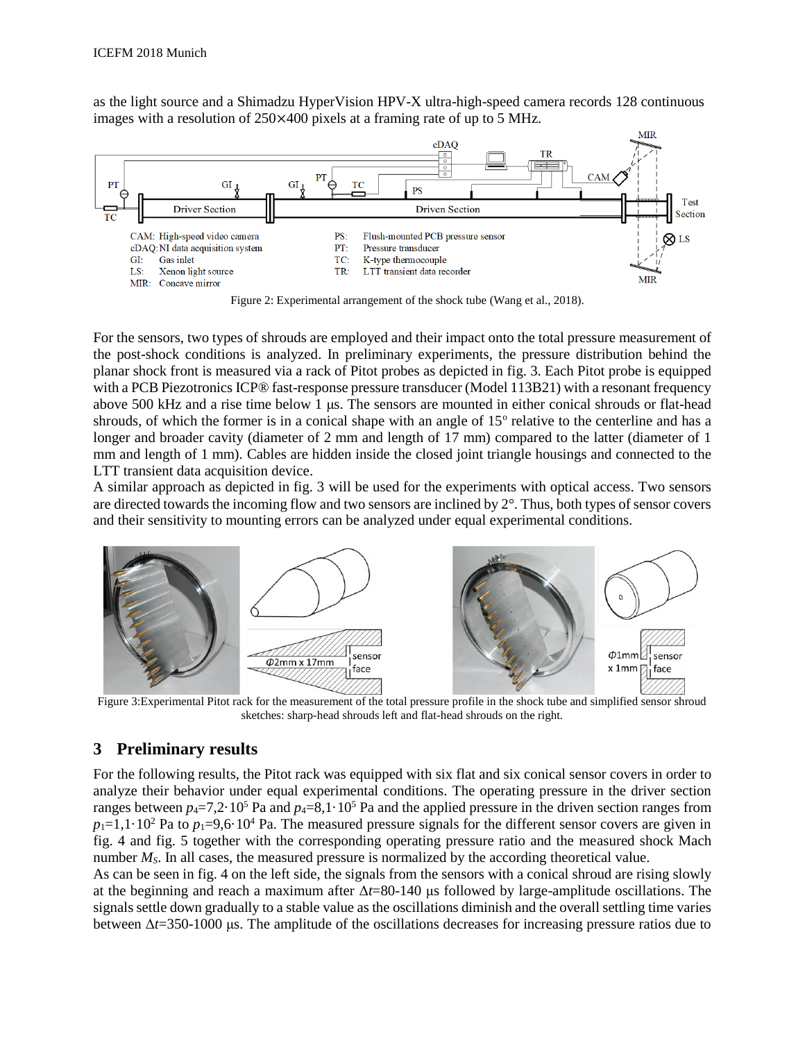as the light source and a Shimadzu HyperVision HPV-X ultra-high-speed camera records 128 continuous images with a resolution of 250×400 pixels at a framing rate of up to 5 MHz.

Figure 2: Experimental arrangement of the shock tube (Wang et al., 2018).

For the sensors, two types of shrouds are employed and their impact onto the total pressure measurement of the post-shock conditions is analyzed. In preliminary experiments, the pressure distribution behind the planar shock front is measured via a rack of Pitot probes as depicted in fig. 3. Each Pitot probe is equipped with a PCB Piezotronics ICP® fast-response pressure transducer (Model 113B21) with a resonant frequency above 500 kHz and a rise time below 1 μs. The sensors are mounted in either conical shrouds or flat-head shrouds, of which the former is in a conical shape with an angle of 15° relative to the centerline and has a longer and broader cavity (diameter of 2 mm and length of 17 mm) compared to the latter (diameter of 1 mm and length of 1 mm). Cables are hidden inside the closed joint triangle housings and connected to the LTT transient data acquisition device.

A similar approach as depicted in fig. 3 will be used for the experiments with optical access. Two sensors are directed towards the incoming flow and two sensors are inclined by 2°. Thus, both types of sensor covers and their sensitivity to mounting errors can be analyzed under equal experimental conditions.

Figure 3:Experimental Pitot rack for the measurement of the total pressure profile in the shock tube and simplified sensor shroud sketches: sharp-head shrouds left and flat-head shrouds on the right.

## 3 Preliminary results

For the following results, the Pitot rack was equipped with six flat and six conical sensor covers in order to analyze their behavior under equal experimental conditions. The operating pressure in the driver section ranges between $p_4$=7,2·10$^5$ Pa and $p_4$=8,1·10$^5$ Pa and the applied pressure in the driven section ranges from $p_1$=1,1·10$^2$ Pa to $p_1$=9,6·10$^4$ Pa. The measured pressure signals for the different sensor covers are given in fig. 4 and fig. 5 together with the corresponding operating pressure ratio and the measured shock Mach number $M_S$. In all cases, the measured pressure is normalized by the according theoretical value.

As can be seen in fig. 4 on the left side, the signals from the sensors with a conical shroud are rising slowly at the beginning and reach a maximum after Δ$t$=80-140 μs followed by large-amplitude oscillations. The signals settle down gradually to a stable value as the oscillations diminish and the overall settling time varies between Δ$t$=350-1000 μs. The amplitude of the oscillations decreases for increasing pressure ratios due to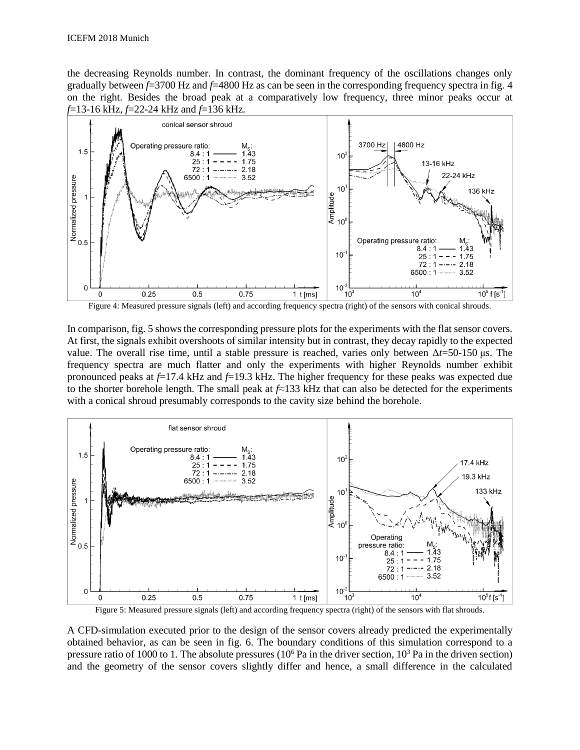the decreasing Reynolds number. In contrast, the dominant frequency of the oscillations changes only gradually between $f$=3700 Hz and $f$=4800 Hz as can be seen in the corresponding frequency spectra in fig. 4 on the right. Besides the broad peak at a comparatively low frequency, three minor peaks occur at $f$=13-16 kHz, $f$=22-24 kHz and $f$=136 kHz.

Figure 4: Measured pressure signals (left) and according frequency spectra (right) of the sensors with conical shrouds.

In comparison, fig. 5 shows the corresponding pressure plots for the experiments with the flat sensor covers. At first, the signals exhibit overshoots of similar intensity but in contrast, they decay rapidly to the expected value. The overall rise time, until a stable pressure is reached, varies only between $\Delta t$=50-150 μs. The frequency spectra are much flatter and only the experiments with higher Reynolds number exhibit pronounced peaks at $f$=17.4 kHz and $f$=19.3 kHz. The higher frequency for these peaks was expected due to the shorter borehole length. The small peak at $f \approx$133 kHz that can also be detected for the experiments with a conical shroud presumably corresponds to the cavity size behind the borehole.

Figure 5: Measured pressure signals (left) and according frequency spectra (right) of the sensors with flat shrouds.

A CFD-simulation executed prior to the design of the sensor covers already predicted the experimentally obtained behavior, as can be seen in fig. 6. The boundary conditions of this simulation correspond to a pressure ratio of 1000 to 1. The absolute pressures ($10^6$ Pa in the driver section, $10^3$ Pa in the driven section) and the geometry of the sensor covers slightly differ and hence, a small difference in the calculated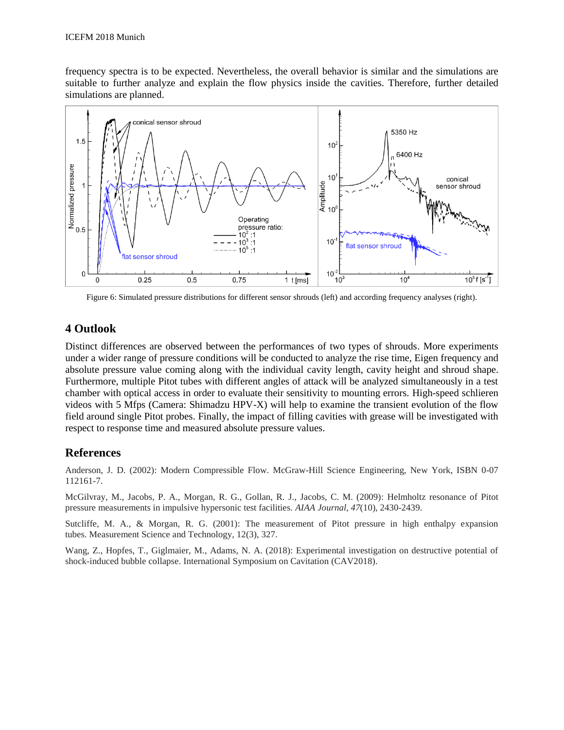frequency spectra is to be expected. Nevertheless, the overall behavior is similar and the simulations are suitable to further analyze and explain the flow physics inside the cavities. Therefore, further detailed simulations are planned.

conical sensor shroud

Normalized pressure

1.5

1

0.5

0

0 0.25 0.5 0.75 1 t [ms]

Operating pressure ratio:
$10^2$ :1
$10^3$ :1
$10^5$ :1

flat sensor shroud

5350 Hz

6400 Hz

Amplitude

$10^2$

$10^1$

$10^0$

$10^{-1}$

$10^{-2}$

conical sensor shroud

flat sensor shroud

$10^3$ $10^4$ $10^5$ f [s$^{-1}$]

Figure 6: Simulated pressure distributions for different sensor shrouds (left) and according frequency analyses (right).

## 4 Outlook

Distinct differences are observed between the performances of two types of shrouds. More experiments under a wider range of pressure conditions will be conducted to analyze the rise time, Eigen frequency and absolute pressure value coming along with the individual cavity length, cavity height and shroud shape. Furthermore, multiple Pitot tubes with different angles of attack will be analyzed simultaneously in a test chamber with optical access in order to evaluate their sensitivity to mounting errors. High-speed schlieren videos with 5 Mfps (Camera: Shimadzu HPV-X) will help to examine the transient evolution of the flow field around single Pitot probes. Finally, the impact of filling cavities with grease will be investigated with respect to response time and measured absolute pressure values.

## References

Anderson, J. D. (2002): Modern Compressible Flow. McGraw-Hill Science Engineering, New York, ISBN 0-07 112161-7.

McGilvray, M., Jacobs, P. A., Morgan, R. G., Gollan, R. J., Jacobs, C. M. (2009): Helmholtz resonance of Pitot pressure measurements in impulsive hypersonic test facilities. *AIAA Journal*, *47*(10), 2430-2439.

Sutcliffe, M. A., & Morgan, R. G. (2001): The measurement of Pitot pressure in high enthalpy expansion tubes. Measurement Science and Technology, 12(3), 327.

Wang, Z., Hopfes, T., Giglmaier, M., Adams, N. A. (2018): Experimental investigation on destructive potential of shock-induced bubble collapse. International Symposium on Cavitation (CAV2018).